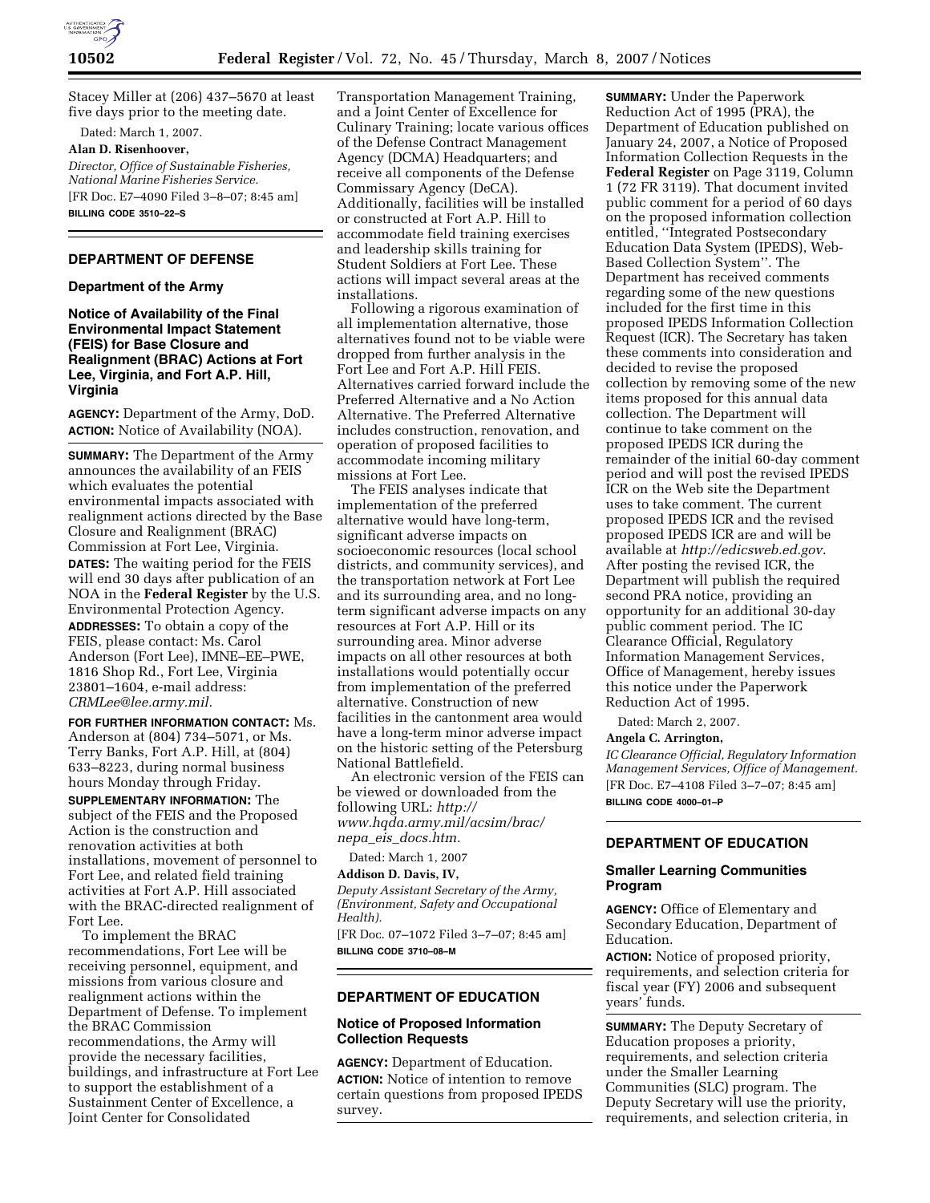Stacey Miller at (206) 437–5670 at least five days prior to the meeting date.

Dated: March 1, 2007.

**Alan D. Risenhoover,**

*Director, Office of Sustainable Fisheries, National Marine Fisheries Service.*

[FR Doc. E7–4090 Filed 3–8–07; 8:45 am]

**BILLING CODE 3510–22–S**

## DEPARTMENT OF DEFENSE

### Department of the Army

### Notice of Availability of the Final Environmental Impact Statement (FEIS) for Base Closure and Realignment (BRAC) Actions at Fort Lee, Virginia, and Fort A.P. Hill, Virginia

**AGENCY:** Department of the Army, DoD.

**ACTION:** Notice of Availability (NOA).

**SUMMARY:** The Department of the Army announces the availability of an FEIS which evaluates the potential environmental impacts associated with realignment actions directed by the Base Closure and Realignment (BRAC) Commission at Fort Lee, Virginia.

**DATES:** The waiting period for the FEIS will end 30 days after publication of an NOA in the **Federal Register** by the U.S. Environmental Protection Agency.

**ADDRESSES:** To obtain a copy of the FEIS, please contact: Ms. Carol Anderson (Fort Lee), IMNE–EE–PWE, 1816 Shop Rd., Fort Lee, Virginia 23801–1604, e-mail address: *CRMLee@lee.army.mil.*

**FOR FURTHER INFORMATION CONTACT:** Ms. Anderson at (804) 734–5071, or Ms. Terry Banks, Fort A.P. Hill, at (804) 633–8223, during normal business hours Monday through Friday.

**SUPPLEMENTARY INFORMATION:** The subject of the FEIS and the Proposed Action is the construction and renovation activities at both installations, movement of personnel to Fort Lee, and related field training activities at Fort A.P. Hill associated with the BRAC-directed realignment of Fort Lee.

To implement the BRAC recommendations, Fort Lee will be receiving personnel, equipment, and missions from various closure and realignment actions within the Department of Defense. To implement the BRAC Commission recommendations, the Army will provide the necessary facilities, buildings, and infrastructure at Fort Lee to support the establishment of a Sustainment Center of Excellence, a Joint Center for Consolidated Transportation Management Training, and a Joint Center of Excellence for Culinary Training; locate various offices of the Defense Contract Management Agency (DCMA) Headquarters; and receive all components of the Defense Commissary Agency (DeCA). Additionally, facilities will be installed or constructed at Fort A.P. Hill to accommodate field training exercises and leadership skills training for Student Soldiers at Fort Lee. These actions will impact several areas at the installations.

Following a rigorous examination of all implementation alternative, those alternatives found not to be viable were dropped from further analysis in the Fort Lee and Fort A.P. Hill FEIS. Alternatives carried forward include the Preferred Alternative and a No Action Alternative. The Preferred Alternative includes construction, renovation, and operation of proposed facilities to accommodate incoming military missions at Fort Lee.

The FEIS analyses indicate that implementation of the preferred alternative would have long-term, significant adverse impacts on socioeconomic resources (local school districts, and community services), and the transportation network at Fort Lee and its surrounding area, and no long-term significant adverse impacts on any resources at Fort A.P. Hill or its surrounding area. Minor adverse impacts on all other resources at both installations would potentially occur from implementation of the preferred alternative. Construction of new facilities in the cantonment area would have a long-term minor adverse impact on the historic setting of the Petersburg National Battlefield.

An electronic version of the FEIS can be viewed or downloaded from the following URL: *http://www.hqda.army.mil/acsim/brac/nepa_eis_docs.htm.*

Dated: March 1, 2007

**Addison D. Davis, IV,**

*Deputy Assistant Secretary of the Army, (Environment, Safety and Occupational Health).*

[FR Doc. 07–1072 Filed 3–7–07; 8:45 am]

**BILLING CODE 3710–08–M**

## DEPARTMENT OF EDUCATION

### Notice of Proposed Information Collection Requests

**AGENCY:** Department of Education.

**ACTION:** Notice of intention to remove certain questions from proposed IPEDS survey.

**SUMMARY:** Under the Paperwork Reduction Act of 1995 (PRA), the Department of Education published on January 24, 2007, a Notice of Proposed Information Collection Requests in the **Federal Register** on Page 3119, Column 1 (72 FR 3119). That document invited public comment for a period of 60 days on the proposed information collection entitled, ''Integrated Postsecondary Education Data System (IPEDS), Web-Based Collection System''. The Department has received comments regarding some of the new questions included for the first time in this proposed IPEDS Information Collection Request (ICR). The Secretary has taken these comments into consideration and decided to revise the proposed collection by removing some of the new items proposed for this annual data collection. The Department will continue to take comment on the proposed IPEDS ICR during the remainder of the initial 60-day comment period and will post the revised IPEDS ICR on the Web site the Department uses to take comment. The current proposed IPEDS ICR and the revised proposed IPEDS ICR are and will be available at *http://edicsweb.ed.gov*. After posting the revised ICR, the Department will publish the required second PRA notice, providing an opportunity for an additional 30-day public comment period. The IC Clearance Official, Regulatory Information Management Services, Office of Management, hereby issues this notice under the Paperwork Reduction Act of 1995.

Dated: March 2, 2007.

**Angela C. Arrington,**

*IC Clearance Official, Regulatory Information Management Services, Office of Management.*

[FR Doc. E7–4108 Filed 3–7–07; 8:45 am]

**BILLING CODE 4000–01–P**

## DEPARTMENT OF EDUCATION

### Smaller Learning Communities Program

**AGENCY:** Office of Elementary and Secondary Education, Department of Education.

**ACTION:** Notice of proposed priority, requirements, and selection criteria for fiscal year (FY) 2006 and subsequent years' funds.

**SUMMARY:** The Deputy Secretary of Education proposes a priority, requirements, and selection criteria under the Smaller Learning Communities (SLC) program. The Deputy Secretary will use the priority, requirements, and selection criteria, in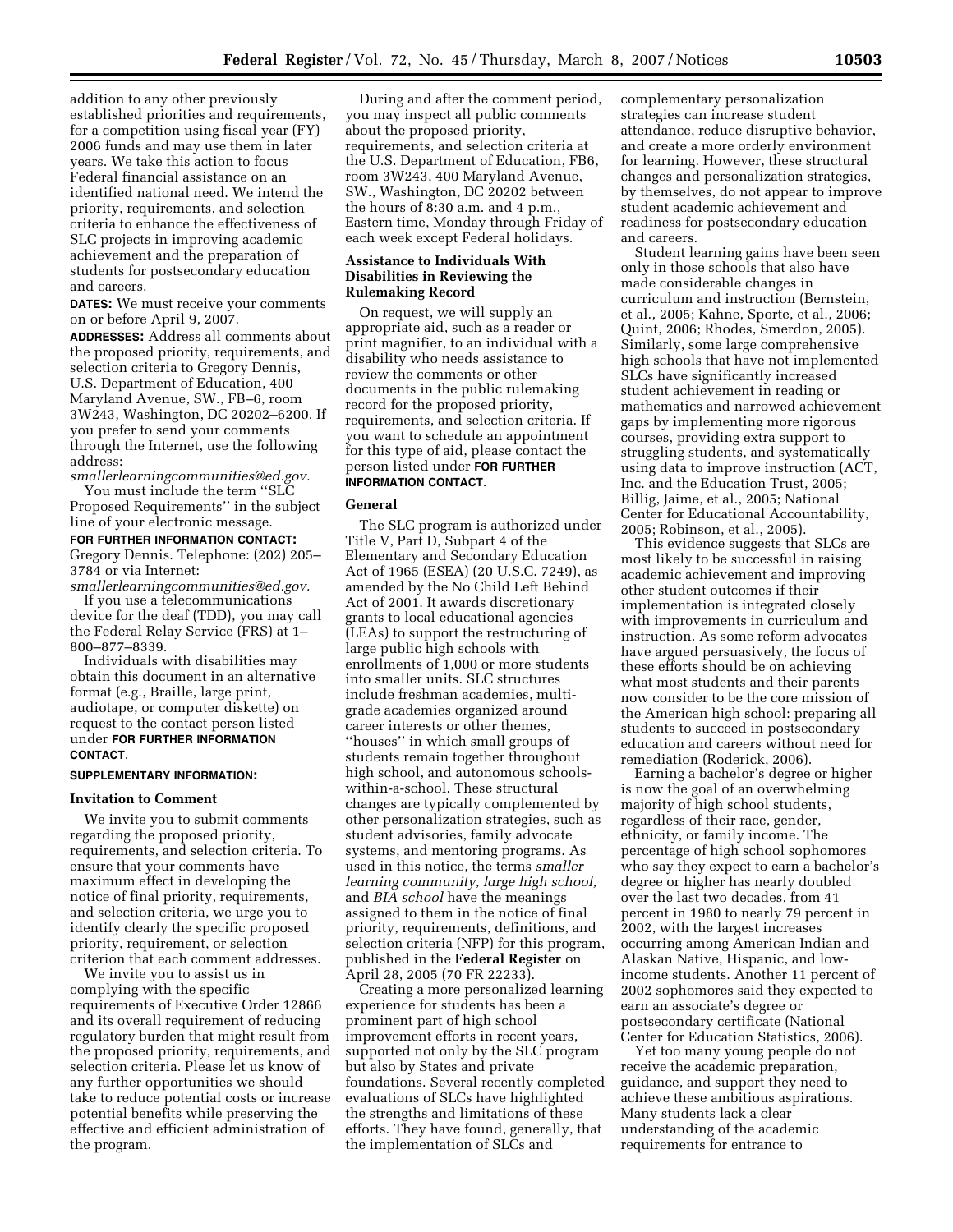addition to any other previously established priorities and requirements, for a competition using fiscal year (FY) 2006 funds and may use them in later years. We take this action to focus Federal financial assistance on an identified national need. We intend the priority, requirements, and selection criteria to enhance the effectiveness of SLC projects in improving academic achievement and the preparation of students for postsecondary education and careers.

**DATES:** We must receive your comments on or before April 9, 2007.

**ADDRESSES:** Address all comments about the proposed priority, requirements, and selection criteria to Gregory Dennis, U.S. Department of Education, 400 Maryland Avenue, SW., FB–6, room 3W243, Washington, DC 20202–6200. If you prefer to send your comments through the Internet, use the following address: *smallerlearningcommunities@ed.gov.*

You must include the term ''SLC Proposed Requirements'' in the subject line of your electronic message.

**FOR FURTHER INFORMATION CONTACT:** Gregory Dennis. Telephone: (202) 205–3784 or via Internet: *smallerlearningcommunities@ed.gov.*

If you use a telecommunications device for the deaf (TDD), you may call the Federal Relay Service (FRS) at 1–800–877–8339.

Individuals with disabilities may obtain this document in an alternative format (e.g., Braille, large print, audiotape, or computer diskette) on request to the contact person listed under **FOR FURTHER INFORMATION CONTACT**.

**SUPPLEMENTARY INFORMATION:**

### Invitation to Comment

We invite you to submit comments regarding the proposed priority, requirements, and selection criteria. To ensure that your comments have maximum effect in developing the notice of final priority, requirements, and selection criteria, we urge you to identify clearly the specific proposed priority, requirement, or selection criterion that each comment addresses.

We invite you to assist us in complying with the specific requirements of Executive Order 12866 and its overall requirement of reducing regulatory burden that might result from the proposed priority, requirements, and selection criteria. Please let us know of any further opportunities we should take to reduce potential costs or increase potential benefits while preserving the effective and efficient administration of the program.

During and after the comment period, you may inspect all public comments about the proposed priority, requirements, and selection criteria at the U.S. Department of Education, FB6, room 3W243, 400 Maryland Avenue, SW., Washington, DC 20202 between the hours of 8:30 a.m. and 4 p.m., Eastern time, Monday through Friday of each week except Federal holidays.

### Assistance to Individuals With Disabilities in Reviewing the Rulemaking Record

On request, we will supply an appropriate aid, such as a reader or print magnifier, to an individual with a disability who needs assistance to review the comments or other documents in the public rulemaking record for the proposed priority, requirements, and selection criteria. If you want to schedule an appointment for this type of aid, please contact the person listed under **FOR FURTHER INFORMATION CONTACT**.

### General

The SLC program is authorized under Title V, Part D, Subpart 4 of the Elementary and Secondary Education Act of 1965 (ESEA) (20 U.S.C. 7249), as amended by the No Child Left Behind Act of 2001. It awards discretionary grants to local educational agencies (LEAs) to support the restructuring of large public high schools with enrollments of 1,000 or more students into smaller units. SLC structures include freshman academies, multi-grade academies organized around career interests or other themes, ''houses'' in which small groups of students remain together throughout high school, and autonomous schools-within-a-school. These structural changes are typically complemented by other personalization strategies, such as student advisories, family advocate systems, and mentoring programs. As used in this notice, the terms *smaller learning community, large high school,* and *BIA school* have the meanings assigned to them in the notice of final priority, requirements, definitions, and selection criteria (NFP) for this program, published in the **Federal Register** on April 28, 2005 (70 FR 22233).

Creating a more personalized learning experience for students has been a prominent part of high school improvement efforts in recent years, supported not only by the SLC program but also by States and private foundations. Several recently completed evaluations of SLCs have highlighted the strengths and limitations of these efforts. They have found, generally, that the implementation of SLCs and complementary personalization strategies can increase student attendance, reduce disruptive behavior, and create a more orderly environment for learning. However, these structural changes and personalization strategies, by themselves, do not appear to improve student academic achievement and readiness for postsecondary education and careers.

Student learning gains have been seen only in those schools that also have made considerable changes in curriculum and instruction (Bernstein, et al., 2005; Kahne, Sporte, et al., 2006; Quint, 2006; Rhodes, Smerdon, 2005). Similarly, some large comprehensive high schools that have not implemented SLCs have significantly increased student achievement in reading or mathematics and narrowed achievement gaps by implementing more rigorous courses, providing extra support to struggling students, and systematically using data to improve instruction (ACT, Inc. and the Education Trust, 2005; Billig, Jaime, et al., 2005; National Center for Educational Accountability, 2005; Robinson, et al., 2005).

This evidence suggests that SLCs are most likely to be successful in raising academic achievement and improving other student outcomes if their implementation is integrated closely with improvements in curriculum and instruction. As some reform advocates have argued persuasively, the focus of these efforts should be on achieving what most students and their parents now consider to be the core mission of the American high school: preparing all students to succeed in postsecondary education and careers without need for remediation (Roderick, 2006).

Earning a bachelor's degree or higher is now the goal of an overwhelming majority of high school students, regardless of their race, gender, ethnicity, or family income. The percentage of high school sophomores who say they expect to earn a bachelor's degree or higher has nearly doubled over the last two decades, from 41 percent in 1980 to nearly 79 percent in 2002, with the largest increases occurring among American Indian and Alaskan Native, Hispanic, and low-income students. Another 11 percent of 2002 sophomores said they expected to earn an associate's degree or postsecondary certificate (National Center for Education Statistics, 2006).

Yet too many young people do not receive the academic preparation, guidance, and support they need to achieve these ambitious aspirations. Many students lack a clear understanding of the academic requirements for entrance to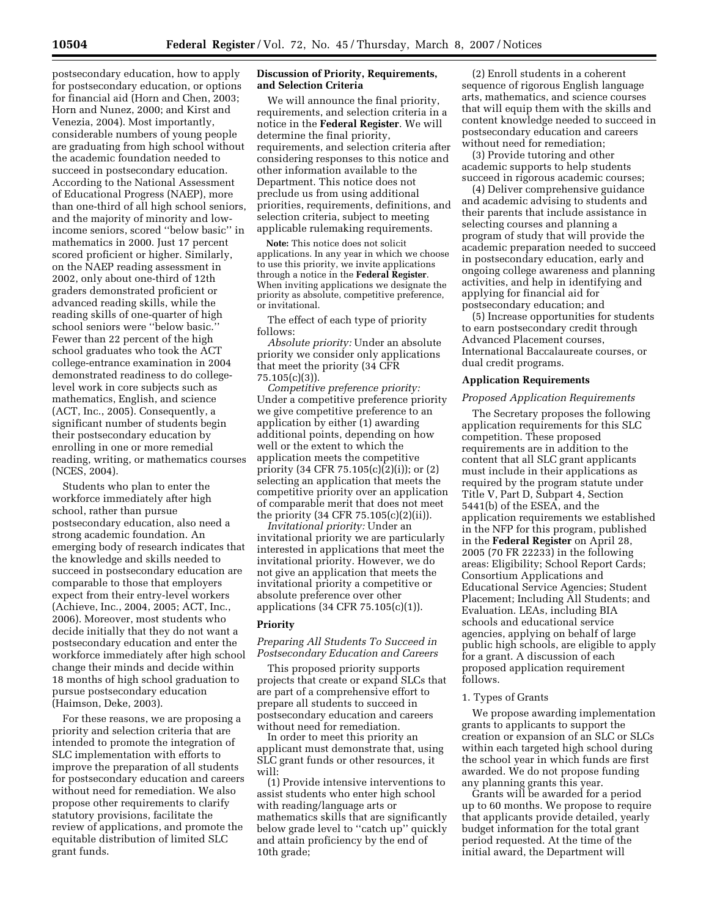postsecondary education, how to apply for postsecondary education, or options for financial aid (Horn and Chen, 2003; Horn and Nunez, 2000; and Kirst and Venezia, 2004). Most importantly, considerable numbers of young people are graduating from high school without the academic foundation needed to succeed in postsecondary education. According to the National Assessment of Educational Progress (NAEP), more than one-third of all high school seniors, and the majority of minority and low-income seniors, scored ''below basic'' in mathematics in 2000. Just 17 percent scored proficient or higher. Similarly, on the NAEP reading assessment in 2002, only about one-third of 12th graders demonstrated proficient or advanced reading skills, while the reading skills of one-quarter of high school seniors were ''below basic.'' Fewer than 22 percent of the high school graduates who took the ACT college-entrance examination in 2004 demonstrated readiness to do college-level work in core subjects such as mathematics, English, and science (ACT, Inc., 2005). Consequently, a significant number of students begin their postsecondary education by enrolling in one or more remedial reading, writing, or mathematics courses (NCES, 2004).

Students who plan to enter the workforce immediately after high school, rather than pursue postsecondary education, also need a strong academic foundation. An emerging body of research indicates that the knowledge and skills needed to succeed in postsecondary education are comparable to those that employers expect from their entry-level workers (Achieve, Inc., 2004, 2005; ACT, Inc., 2006). Moreover, most students who decide initially that they do not want a postsecondary education and enter the workforce immediately after high school change their minds and decide within 18 months of high school graduation to pursue postsecondary education (Haimson, Deke, 2003).

For these reasons, we are proposing a priority and selection criteria that are intended to promote the integration of SLC implementation with efforts to improve the preparation of all students for postsecondary education and careers without need for remediation. We also propose other requirements to clarify statutory provisions, facilitate the review of applications, and promote the equitable distribution of limited SLC grant funds.

**Discussion of Priority, Requirements, and Selection Criteria**

We will announce the final priority, requirements, and selection criteria in a notice in the **Federal Register**. We will determine the final priority, requirements, and selection criteria after considering responses to this notice and other information available to the Department. This notice does not preclude us from using additional priorities, requirements, definitions, and selection criteria, subject to meeting applicable rulemaking requirements.

**Note:** This notice does not solicit applications. In any year in which we choose to use this priority, we invite applications through a notice in the **Federal Register**. When inviting applications we designate the priority as absolute, competitive preference, or invitational.

The effect of each type of priority follows:

*Absolute priority:* Under an absolute priority we consider only applications that meet the priority (34 CFR 75.105(c)(3)).

*Competitive preference priority:* Under a competitive preference priority we give competitive preference to an application by either (1) awarding additional points, depending on how well or the extent to which the application meets the competitive priority (34 CFR 75.105(c)(2)(i)); or (2) selecting an application that meets the competitive priority over an application of comparable merit that does not meet the priority (34 CFR 75.105(c)(2)(ii)).

*Invitational priority:* Under an invitational priority we are particularly interested in applications that meet the invitational priority. However, we do not give an application that meets the invitational priority a competitive or absolute preference over other applications (34 CFR 75.105(c)(1)).

**Priority**

*Preparing All Students To Succeed in Postsecondary Education and Careers*

This proposed priority supports projects that create or expand SLCs that are part of a comprehensive effort to prepare all students to succeed in postsecondary education and careers without need for remediation.

In order to meet this priority an applicant must demonstrate that, using SLC grant funds or other resources, it will:

(1) Provide intensive interventions to assist students who enter high school with reading/language arts or mathematics skills that are significantly below grade level to ''catch up'' quickly and attain proficiency by the end of 10th grade;

(2) Enroll students in a coherent sequence of rigorous English language arts, mathematics, and science courses that will equip them with the skills and content knowledge needed to succeed in postsecondary education and careers without need for remediation;

(3) Provide tutoring and other academic supports to help students succeed in rigorous academic courses;

(4) Deliver comprehensive guidance and academic advising to students and their parents that include assistance in selecting courses and planning a program of study that will provide the academic preparation needed to succeed in postsecondary education, early and ongoing college awareness and planning activities, and help in identifying and applying for financial aid for postsecondary education; and

(5) Increase opportunities for students to earn postsecondary credit through Advanced Placement courses, International Baccalaureate courses, or dual credit programs.

**Application Requirements**

*Proposed Application Requirements*

The Secretary proposes the following application requirements for this SLC competition. These proposed requirements are in addition to the content that all SLC grant applicants must include in their applications as required by the program statute under Title V, Part D, Subpart 4, Section 5441(b) of the ESEA, and the application requirements we established in the NFP for this program, published in the **Federal Register** on April 28, 2005 (70 FR 22233) in the following areas: Eligibility; School Report Cards; Consortium Applications and Educational Service Agencies; Student Placement; Including All Students; and Evaluation. LEAs, including BIA schools and educational service agencies, applying on behalf of large public high schools, are eligible to apply for a grant. A discussion of each proposed application requirement follows.

1. Types of Grants

We propose awarding implementation grants to applicants to support the creation or expansion of an SLC or SLCs within each targeted high school during the school year in which funds are first awarded. We do not propose funding any planning grants this year.

Grants will be awarded for a period up to 60 months. We propose to require that applicants provide detailed, yearly budget information for the total grant period requested. At the time of the initial award, the Department will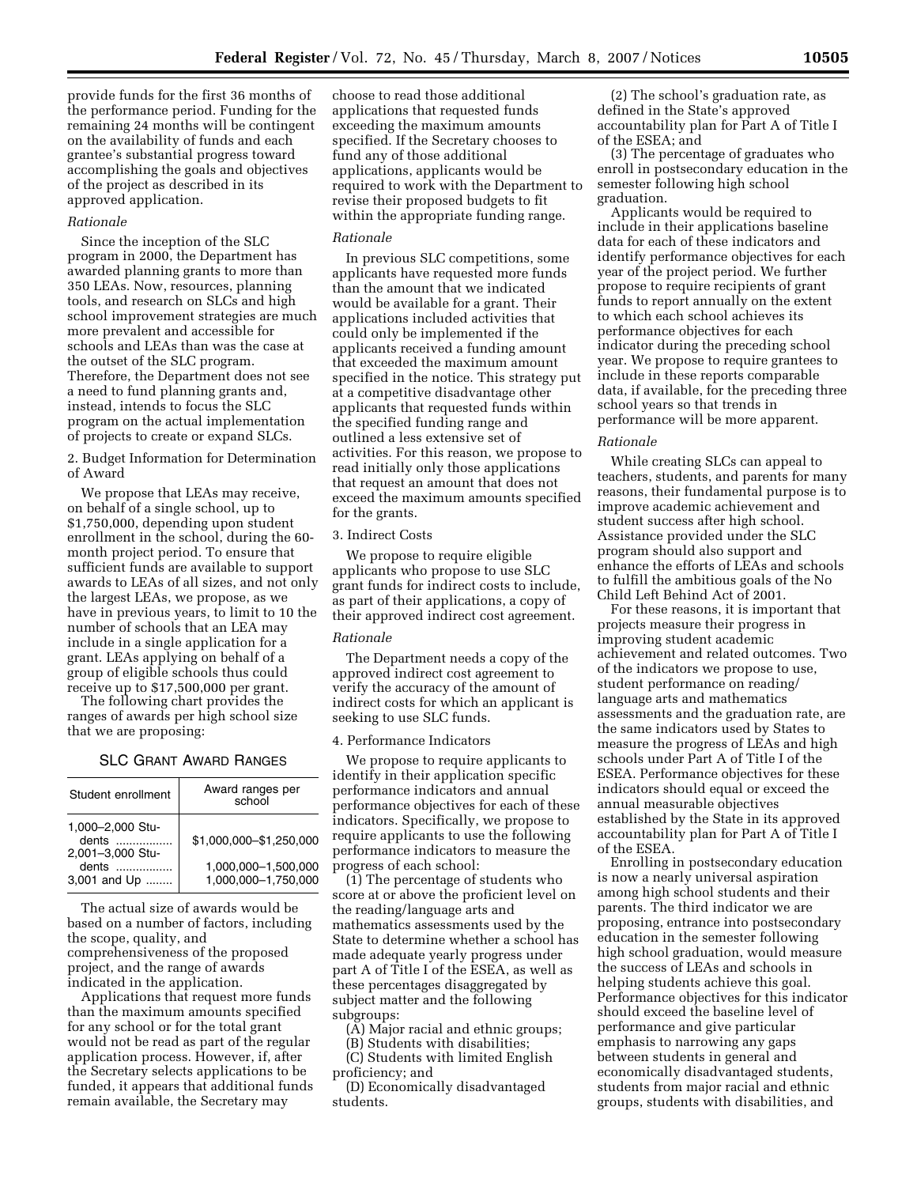provide funds for the first 36 months of the performance period. Funding for the remaining 24 months will be contingent on the availability of funds and each grantee's substantial progress toward accomplishing the goals and objectives of the project as described in its approved application.

*Rationale*

Since the inception of the SLC program in 2000, the Department has awarded planning grants to more than 350 LEAs. Now, resources, planning tools, and research on SLCs and high school improvement strategies are much more prevalent and accessible for schools and LEAs than was the case at the outset of the SLC program. Therefore, the Department does not see a need to fund planning grants and, instead, intends to focus the SLC program on the actual implementation of projects to create or expand SLCs.

2. Budget Information for Determination of Award

We propose that LEAs may receive, on behalf of a single school, up to $1,750,000, depending upon student enrollment in the school, during the 60-month project period. To ensure that sufficient funds are available to support awards to LEAs of all sizes, and not only the largest LEAs, we propose, as we have in previous years, to limit to 10 the number of schools that an LEA may include in a single application for a grant. LEAs applying on behalf of a group of eligible schools thus could receive up to $17,500,000 per grant.

The following chart provides the ranges of awards per high school size that we are proposing:

SLC GRANT AWARD RANGES

| Student enrollment | Award ranges per school |
|---|---|
| 1,000–2,000 Students | $1,000,000–$1,250,000 |
| 2,001–3,000 Students | 1,000,000–1,500,000 |
| 3,001 and Up | 1,000,000–1,750,000 |

The actual size of awards would be based on a number of factors, including the scope, quality, and comprehensiveness of the proposed project, and the range of awards indicated in the application.

Applications that request more funds than the maximum amounts specified for any school or for the total grant would not be read as part of the regular application process. However, if, after the Secretary selects applications to be funded, it appears that additional funds remain available, the Secretary may choose to read those additional applications that requested funds exceeding the maximum amounts specified. If the Secretary chooses to fund any of those additional applications, applicants would be required to work with the Department to revise their proposed budgets to fit within the appropriate funding range.

*Rationale*

In previous SLC competitions, some applicants have requested more funds than the amount that we indicated would be available for a grant. Their applications included activities that could only be implemented if the applicants received a funding amount that exceeded the maximum amount specified in the notice. This strategy put at a competitive disadvantage other applicants that requested funds within the specified funding range and outlined a less extensive set of activities. For this reason, we propose to read initially only those applications that request an amount that does not exceed the maximum amounts specified for the grants.

3. Indirect Costs

We propose to require eligible applicants who propose to use SLC grant funds for indirect costs to include, as part of their applications, a copy of their approved indirect cost agreement.

*Rationale*

The Department needs a copy of the approved indirect cost agreement to verify the accuracy of the amount of indirect costs for which an applicant is seeking to use SLC funds.

4. Performance Indicators

We propose to require applicants to identify in their application specific performance indicators and annual performance objectives for each of these indicators. Specifically, we propose to require applicants to use the following performance indicators to measure the progress of each school:

(1) The percentage of students who score at or above the proficient level on the reading/language arts and mathematics assessments used by the State to determine whether a school has made adequate yearly progress under part A of Title I of the ESEA, as well as these percentages disaggregated by subject matter and the following subgroups:

(A) Major racial and ethnic groups;
(B) Students with disabilities;
(C) Students with limited English proficiency; and
(D) Economically disadvantaged students.

(2) The school's graduation rate, as defined in the State's approved accountability plan for Part A of Title I of the ESEA; and

(3) The percentage of graduates who enroll in postsecondary education in the semester following high school graduation.

Applicants would be required to include in their applications baseline data for each of these indicators and identify performance objectives for each year of the project period. We further propose to require recipients of grant funds to report annually on the extent to which each school achieves its performance objectives for each indicator during the preceding school year. We propose to require grantees to include in these reports comparable data, if available, for the preceding three school years so that trends in performance will be more apparent.

*Rationale*

While creating SLCs can appeal to teachers, students, and parents for many reasons, their fundamental purpose is to improve academic achievement and student success after high school. Assistance provided under the SLC program should also support and enhance the efforts of LEAs and schools to fulfill the ambitious goals of the No Child Left Behind Act of 2001.

For these reasons, it is important that projects measure their progress in improving student academic achievement and related outcomes. Two of the indicators we propose to use, student performance on reading/language arts and mathematics assessments and the graduation rate, are the same indicators used by States to measure the progress of LEAs and high schools under Part A of Title I of the ESEA. Performance objectives for these indicators should equal or exceed the annual measurable objectives established by the State in its approved accountability plan for Part A of Title I of the ESEA.

Enrolling in postsecondary education is now a nearly universal aspiration among high school students and their parents. The third indicator we are proposing, entrance into postsecondary education in the semester following high school graduation, would measure the success of LEAs and schools in helping students achieve this goal. Performance objectives for this indicator should exceed the baseline level of performance and give particular emphasis to narrowing any gaps between students in general and economically disadvantaged students, students from major racial and ethnic groups, students with disabilities, and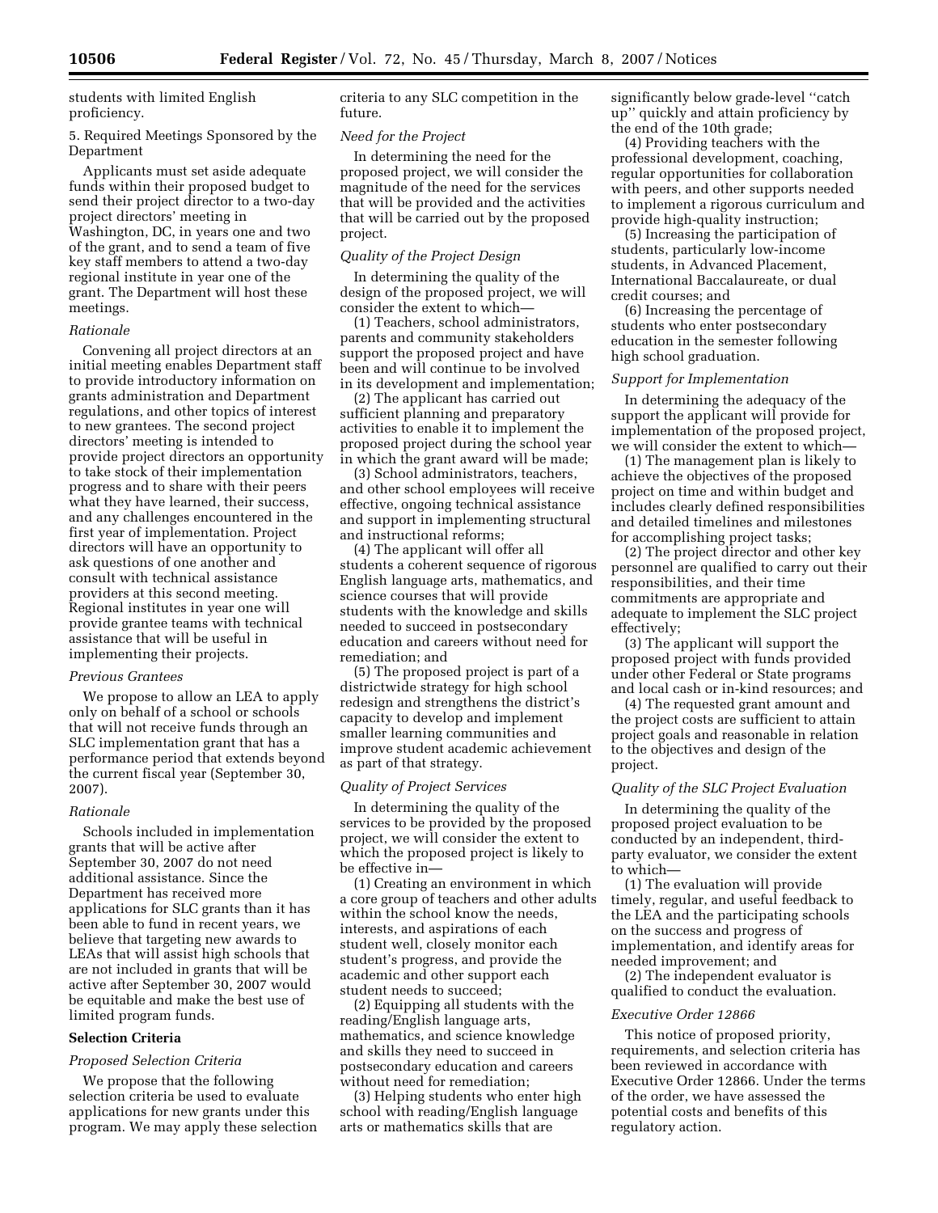students with limited English proficiency.

5. Required Meetings Sponsored by the Department

Applicants must set aside adequate funds within their proposed budget to send their project director to a two-day project directors' meeting in Washington, DC, in years one and two of the grant, and to send a team of five key staff members to attend a two-day regional institute in year one of the grant. The Department will host these meetings.

*Rationale*

Convening all project directors at an initial meeting enables Department staff to provide introductory information on grants administration and Department regulations, and other topics of interest to new grantees. The second project directors' meeting is intended to provide project directors an opportunity to take stock of their implementation progress and to share with their peers what they have learned, their success, and any challenges encountered in the first year of implementation. Project directors will have an opportunity to ask questions of one another and consult with technical assistance providers at this second meeting. Regional institutes in year one will provide grantee teams with technical assistance that will be useful in implementing their projects.

*Previous Grantees*

We propose to allow an LEA to apply only on behalf of a school or schools that will not receive funds through an SLC implementation grant that has a performance period that extends beyond the current fiscal year (September 30, 2007).

*Rationale*

Schools included in implementation grants that will be active after September 30, 2007 do not need additional assistance. Since the Department has received more applications for SLC grants than it has been able to fund in recent years, we believe that targeting new awards to LEAs that will assist high schools that are not included in grants that will be active after September 30, 2007 would be equitable and make the best use of limited program funds.

**Selection Criteria**

*Proposed Selection Criteria*

We propose that the following selection criteria be used to evaluate applications for new grants under this program. We may apply these selection criteria to any SLC competition in the future.

*Need for the Project*

In determining the need for the proposed project, we will consider the magnitude of the need for the services that will be provided and the activities that will be carried out by the proposed project.

*Quality of the Project Design*

In determining the quality of the design of the proposed project, we will consider the extent to which—

(1) Teachers, school administrators, parents and community stakeholders support the proposed project and have been and will continue to be involved in its development and implementation;

(2) The applicant has carried out sufficient planning and preparatory activities to enable it to implement the proposed project during the school year in which the grant award will be made;

(3) School administrators, teachers, and other school employees will receive effective, ongoing technical assistance and support in implementing structural and instructional reforms;

(4) The applicant will offer all students a coherent sequence of rigorous English language arts, mathematics, and science courses that will provide students with the knowledge and skills needed to succeed in postsecondary education and careers without need for remediation; and

(5) The proposed project is part of a districtwide strategy for high school redesign and strengthens the district's capacity to develop and implement smaller learning communities and improve student academic achievement as part of that strategy.

*Quality of Project Services*

In determining the quality of the services to be provided by the proposed project, we will consider the extent to which the proposed project is likely to be effective in—

(1) Creating an environment in which a core group of teachers and other adults within the school know the needs, interests, and aspirations of each student well, closely monitor each student's progress, and provide the academic and other support each student needs to succeed;

(2) Equipping all students with the reading/English language arts, mathematics, and science knowledge and skills they need to succeed in postsecondary education and careers without need for remediation;

(3) Helping students who enter high school with reading/English language arts or mathematics skills that are significantly below grade-level "catch up" quickly and attain proficiency by the end of the 10th grade;

(4) Providing teachers with the professional development, coaching, regular opportunities for collaboration with peers, and other supports needed to implement a rigorous curriculum and provide high-quality instruction;

(5) Increasing the participation of students, particularly low-income students, in Advanced Placement, International Baccalaureate, or dual credit courses; and

(6) Increasing the percentage of students who enter postsecondary education in the semester following high school graduation.

*Support for Implementation*

In determining the adequacy of the support the applicant will provide for implementation of the proposed project, we will consider the extent to which—

(1) The management plan is likely to achieve the objectives of the proposed project on time and within budget and includes clearly defined responsibilities and detailed timelines and milestones for accomplishing project tasks;

(2) The project director and other key personnel are qualified to carry out their responsibilities, and their time commitments are appropriate and adequate to implement the SLC project effectively;

(3) The applicant will support the proposed project with funds provided under other Federal or State programs and local cash or in-kind resources; and

(4) The requested grant amount and the project costs are sufficient to attain project goals and reasonable in relation to the objectives and design of the project.

*Quality of the SLC Project Evaluation*

In determining the quality of the proposed project evaluation to be conducted by an independent, third-party evaluator, we consider the extent to which—

(1) The evaluation will provide timely, regular, and useful feedback to the LEA and the participating schools on the success and progress of implementation, and identify areas for needed improvement; and

(2) The independent evaluator is qualified to conduct the evaluation.

*Executive Order 12866*

This notice of proposed priority, requirements, and selection criteria has been reviewed in accordance with Executive Order 12866. Under the terms of the order, we have assessed the potential costs and benefits of this regulatory action.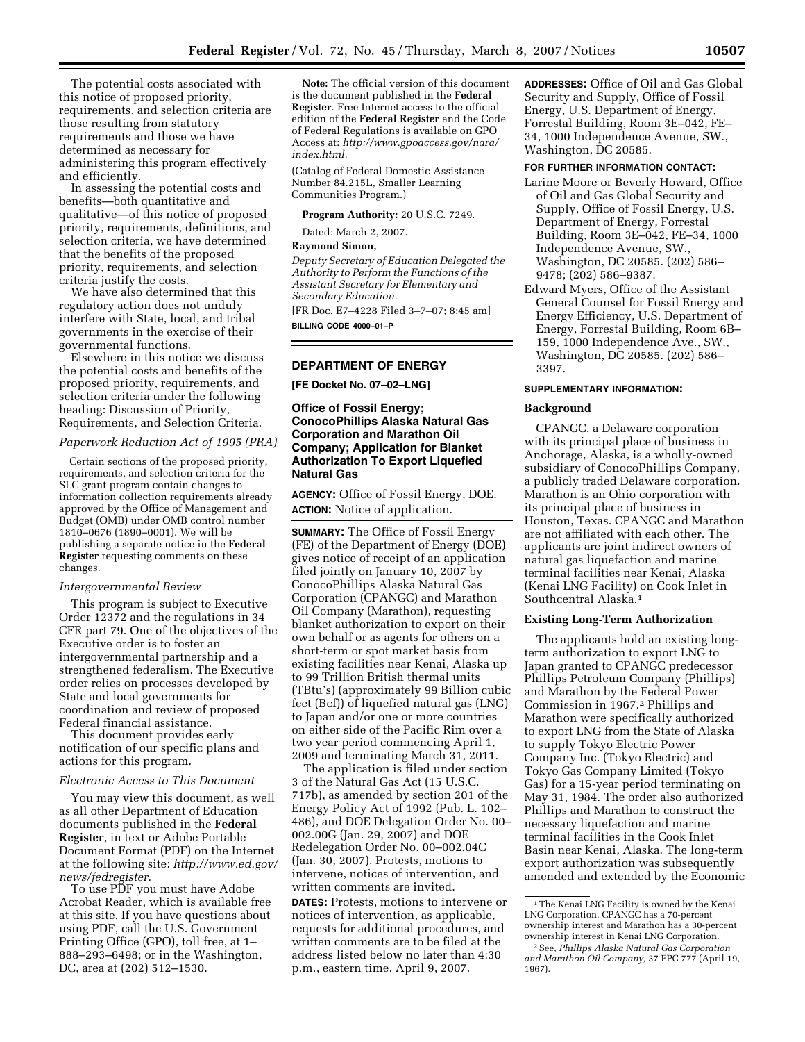The potential costs associated with this notice of proposed priority, requirements, and selection criteria are those resulting from statutory requirements and those we have determined as necessary for administering this program effectively and efficiently.

In assessing the potential costs and benefits—both quantitative and qualitative—of this notice of proposed priority, requirements, definitions, and selection criteria, we have determined that the benefits of the proposed priority, requirements, and selection criteria justify the costs.

We have also determined that this regulatory action does not unduly interfere with State, local, and tribal governments in the exercise of their governmental functions.

Elsewhere in this notice we discuss the potential costs and benefits of the proposed priority, requirements, and selection criteria under the following heading: Discussion of Priority, Requirements, and Selection Criteria.

*Paperwork Reduction Act of 1995 (PRA)*

Certain sections of the proposed priority, requirements, and selection criteria for the SLC grant program contain changes to information collection requirements already approved by the Office of Management and Budget (OMB) under OMB control number 1810–0676 (1890–0001). We will be publishing a separate notice in the **Federal Register** requesting comments on these changes.

*Intergovernmental Review*

This program is subject to Executive Order 12372 and the regulations in 34 CFR part 79. One of the objectives of the Executive order is to foster an intergovernmental partnership and a strengthened federalism. The Executive order relies on processes developed by State and local governments for coordination and review of proposed Federal financial assistance.

This document provides early notification of our specific plans and actions for this program.

*Electronic Access to This Document*

You may view this document, as well as all other Department of Education documents published in the **Federal Register**, in text or Adobe Portable Document Format (PDF) on the Internet at the following site: *http://www.ed.gov/news/fedregister.*

To use PDF you must have Adobe Acrobat Reader, which is available free at this site. If you have questions about using PDF, call the U.S. Government Printing Office (GPO), toll free, at 1–888–293–6498; or in the Washington, DC, area at (202) 512–1530.

**Note:** The official version of this document is the document published in the **Federal Register**. Free Internet access to the official edition of the **Federal Register** and the Code of Federal Regulations is available on GPO Access at: *http://www.gpoaccess.gov/nara/index.html.*

(Catalog of Federal Domestic Assistance Number 84.215L, Smaller Learning Communities Program.)

**Program Authority:** 20 U.S.C. 7249.

Dated: March 2, 2007.

**Raymond Simon,**

*Deputy Secretary of Education Delegated the Authority to Perform the Functions of the Assistant Secretary for Elementary and Secondary Education.*

[FR Doc. E7–4228 Filed 3–7–07; 8:45 am]

**BILLING CODE 4000–01–P**

## DEPARTMENT OF ENERGY

**[FE Docket No. 07–02–LNG]**

### Office of Fossil Energy; ConocoPhillips Alaska Natural Gas Corporation and Marathon Oil Company; Application for Blanket Authorization To Export Liquefied Natural Gas

**AGENCY:** Office of Fossil Energy, DOE.

**ACTION:** Notice of application.

**SUMMARY:** The Office of Fossil Energy (FE) of the Department of Energy (DOE) gives notice of receipt of an application filed jointly on January 10, 2007 by ConocoPhillips Alaska Natural Gas Corporation (CPANGC) and Marathon Oil Company (Marathon), requesting blanket authorization to export on their own behalf or as agents for others on a short-term or spot market basis from existing facilities near Kenai, Alaska up to 99 Trillion British thermal units (TBtu's) (approximately 99 Billion cubic feet (Bcf)) of liquefied natural gas (LNG) to Japan and/or one or more countries on either side of the Pacific Rim over a two year period commencing April 1, 2009 and terminating March 31, 2011.

The application is filed under section 3 of the Natural Gas Act (15 U.S.C. 717b), as amended by section 201 of the Energy Policy Act of 1992 (Pub. L. 102–486), and DOE Delegation Order No. 00–002.00G (Jan. 29, 2007) and DOE Redelegation Order No. 00–002.04C (Jan. 30, 2007). Protests, motions to intervene, notices of intervention, and written comments are invited.

**DATES:** Protests, motions to intervene or notices of intervention, as applicable, requests for additional procedures, and written comments are to be filed at the address listed below no later than 4:30 p.m., eastern time, April 9, 2007.

**ADDRESSES:** Office of Oil and Gas Global Security and Supply, Office of Fossil Energy, U.S. Department of Energy, Forrestal Building, Room 3E–042, FE–34, 1000 Independence Avenue, SW., Washington, DC 20585.

**FOR FURTHER INFORMATION CONTACT:**

Larine Moore or Beverly Howard, Office of Oil and Gas Global Security and Supply, Office of Fossil Energy, U.S. Department of Energy, Forrestal Building, Room 3E–042, FE–34, 1000 Independence Avenue, SW., Washington, DC 20585. (202) 586–9478; (202) 586–9387.

Edward Myers, Office of the Assistant General Counsel for Fossil Energy and Energy Efficiency, U.S. Department of Energy, Forrestal Building, Room 6B–159, 1000 Independence Ave., SW., Washington, DC 20585. (202) 586–3397.

**SUPPLEMENTARY INFORMATION:**

**Background**

CPANGC, a Delaware corporation with its principal place of business in Anchorage, Alaska, is a wholly-owned subsidiary of ConocoPhillips Company, a publicly traded Delaware corporation. Marathon is an Ohio corporation with its principal place of business in Houston, Texas. CPANGC and Marathon are not affiliated with each other. The applicants are joint indirect owners of natural gas liquefaction and marine terminal facilities near Kenai, Alaska (Kenai LNG Facility) on Cook Inlet in Southcentral Alaska.[1]

**Existing Long-Term Authorization**

The applicants hold an existing long-term authorization to export LNG to Japan granted to CPANGC predecessor Phillips Petroleum Company (Phillips) and Marathon by the Federal Power Commission in 1967.[2] Phillips and Marathon were specifically authorized to export LNG from the State of Alaska to supply Tokyo Electric Power Company Inc. (Tokyo Electric) and Tokyo Gas Company Limited (Tokyo Gas) for a 15-year period terminating on May 31, 1984. The order also authorized Phillips and Marathon to construct the necessary liquefaction and marine terminal facilities in the Cook Inlet Basin near Kenai, Alaska. The long-term export authorization was subsequently amended and extended by the Economic

[1] The Kenai LNG Facility is owned by the Kenai LNG Corporation. CPANGC has a 70-percent ownership interest and Marathon has a 30-percent ownership interest in Kenai LNG Corporation.

[2] See, *Phillips Alaska Natural Gas Corporation and Marathon Oil Company,* 37 FPC 777 (April 19, 1967).